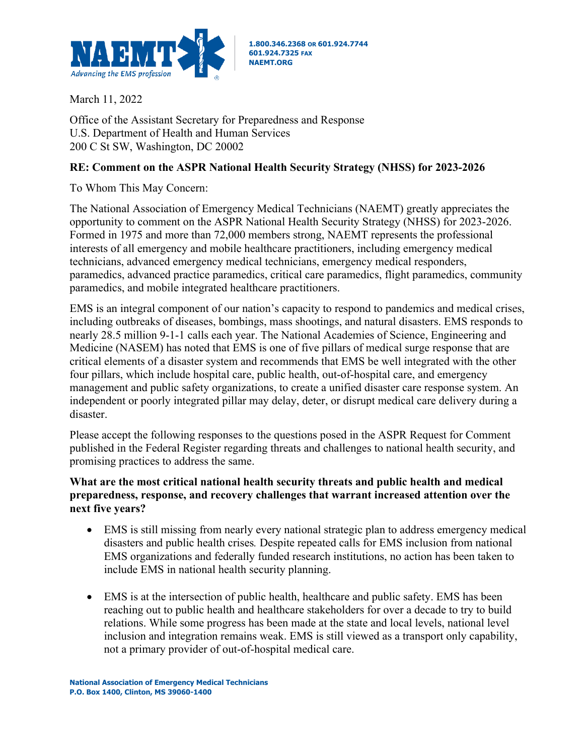NAEMT
*Advancing the EMS profession*

1.800.346.2368 OR 601.924.7744
601.924.7325 FAX
NAEMT.ORG

March 11, 2022

Office of the Assistant Secretary for Preparedness and Response
U.S. Department of Health and Human Services
200 C St SW, Washington, DC 20002

**RE: Comment on the ASPR National Health Security Strategy (NHSS) for 2023-2026**

To Whom This May Concern:

The National Association of Emergency Medical Technicians (NAEMT) greatly appreciates the opportunity to comment on the ASPR National Health Security Strategy (NHSS) for 2023-2026. Formed in 1975 and more than 72,000 members strong, NAEMT represents the professional interests of all emergency and mobile healthcare practitioners, including emergency medical technicians, advanced emergency medical technicians, emergency medical responders, paramedics, advanced practice paramedics, critical care paramedics, flight paramedics, community paramedics, and mobile integrated healthcare practitioners.

EMS is an integral component of our nation's capacity to respond to pandemics and medical crises, including outbreaks of diseases, bombings, mass shootings, and natural disasters. EMS responds to nearly 28.5 million 9-1-1 calls each year. The National Academies of Science, Engineering and Medicine (NASEM) has noted that EMS is one of five pillars of medical surge response that are critical elements of a disaster system and recommends that EMS be well integrated with the other four pillars, which include hospital care, public health, out-of-hospital care, and emergency management and public safety organizations, to create a unified disaster care response system. An independent or poorly integrated pillar may delay, deter, or disrupt medical care delivery during a disaster.

Please accept the following responses to the questions posed in the ASPR Request for Comment published in the Federal Register regarding threats and challenges to national health security, and promising practices to address the same.

**What are the most critical national health security threats and public health and medical preparedness, response, and recovery challenges that warrant increased attention over the next five years?**

- EMS is still missing from nearly every national strategic plan to address emergency medical disasters and public health crises*.* Despite repeated calls for EMS inclusion from national EMS organizations and federally funded research institutions, no action has been taken to include EMS in national health security planning.

- EMS is at the intersection of public health, healthcare and public safety. EMS has been reaching out to public health and healthcare stakeholders for over a decade to try to build relations. While some progress has been made at the state and local levels, national level inclusion and integration remains weak. EMS is still viewed as a transport only capability, not a primary provider of out-of-hospital medical care.

**National Association of Emergency Medical Technicians**
**P.O. Box 1400, Clinton, MS 39060-1400**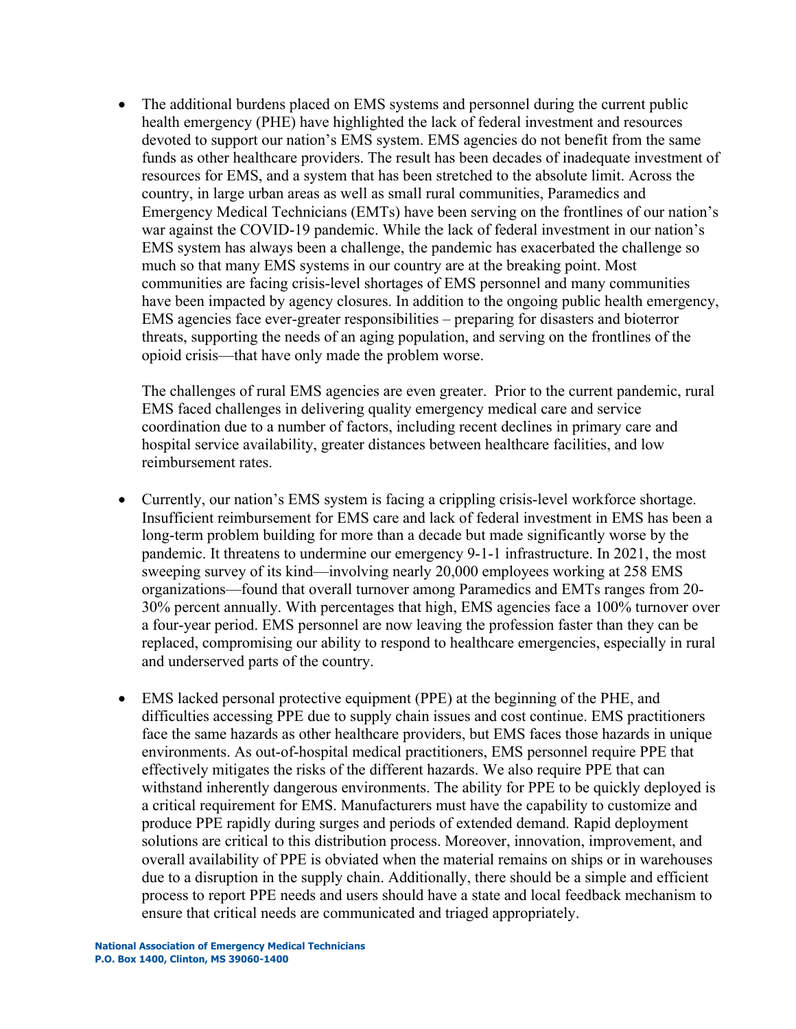- The additional burdens placed on EMS systems and personnel during the current public health emergency (PHE) have highlighted the lack of federal investment and resources devoted to support our nation's EMS system. EMS agencies do not benefit from the same funds as other healthcare providers. The result has been decades of inadequate investment of resources for EMS, and a system that has been stretched to the absolute limit. Across the country, in large urban areas as well as small rural communities, Paramedics and Emergency Medical Technicians (EMTs) have been serving on the frontlines of our nation's war against the COVID-19 pandemic. While the lack of federal investment in our nation's EMS system has always been a challenge, the pandemic has exacerbated the challenge so much so that many EMS systems in our country are at the breaking point. Most communities are facing crisis-level shortages of EMS personnel and many communities have been impacted by agency closures. In addition to the ongoing public health emergency, EMS agencies face ever-greater responsibilities – preparing for disasters and bioterror threats, supporting the needs of an aging population, and serving on the frontlines of the opioid crisis—that have only made the problem worse.

  The challenges of rural EMS agencies are even greater. Prior to the current pandemic, rural EMS faced challenges in delivering quality emergency medical care and service coordination due to a number of factors, including recent declines in primary care and hospital service availability, greater distances between healthcare facilities, and low reimbursement rates.

- Currently, our nation's EMS system is facing a crippling crisis-level workforce shortage. Insufficient reimbursement for EMS care and lack of federal investment in EMS has been a long-term problem building for more than a decade but made significantly worse by the pandemic. It threatens to undermine our emergency 9-1-1 infrastructure. In 2021, the most sweeping survey of its kind—involving nearly 20,000 employees working at 258 EMS organizations—found that overall turnover among Paramedics and EMTs ranges from 20-30% percent annually. With percentages that high, EMS agencies face a 100% turnover over a four-year period. EMS personnel are now leaving the profession faster than they can be replaced, compromising our ability to respond to healthcare emergencies, especially in rural and underserved parts of the country.

- EMS lacked personal protective equipment (PPE) at the beginning of the PHE, and difficulties accessing PPE due to supply chain issues and cost continue. EMS practitioners face the same hazards as other healthcare providers, but EMS faces those hazards in unique environments. As out-of-hospital medical practitioners, EMS personnel require PPE that effectively mitigates the risks of the different hazards. We also require PPE that can withstand inherently dangerous environments. The ability for PPE to be quickly deployed is a critical requirement for EMS. Manufacturers must have the capability to customize and produce PPE rapidly during surges and periods of extended demand. Rapid deployment solutions are critical to this distribution process. Moreover, innovation, improvement, and overall availability of PPE is obviated when the material remains on ships or in warehouses due to a disruption in the supply chain. Additionally, there should be a simple and efficient process to report PPE needs and users should have a state and local feedback mechanism to ensure that critical needs are communicated and triaged appropriately.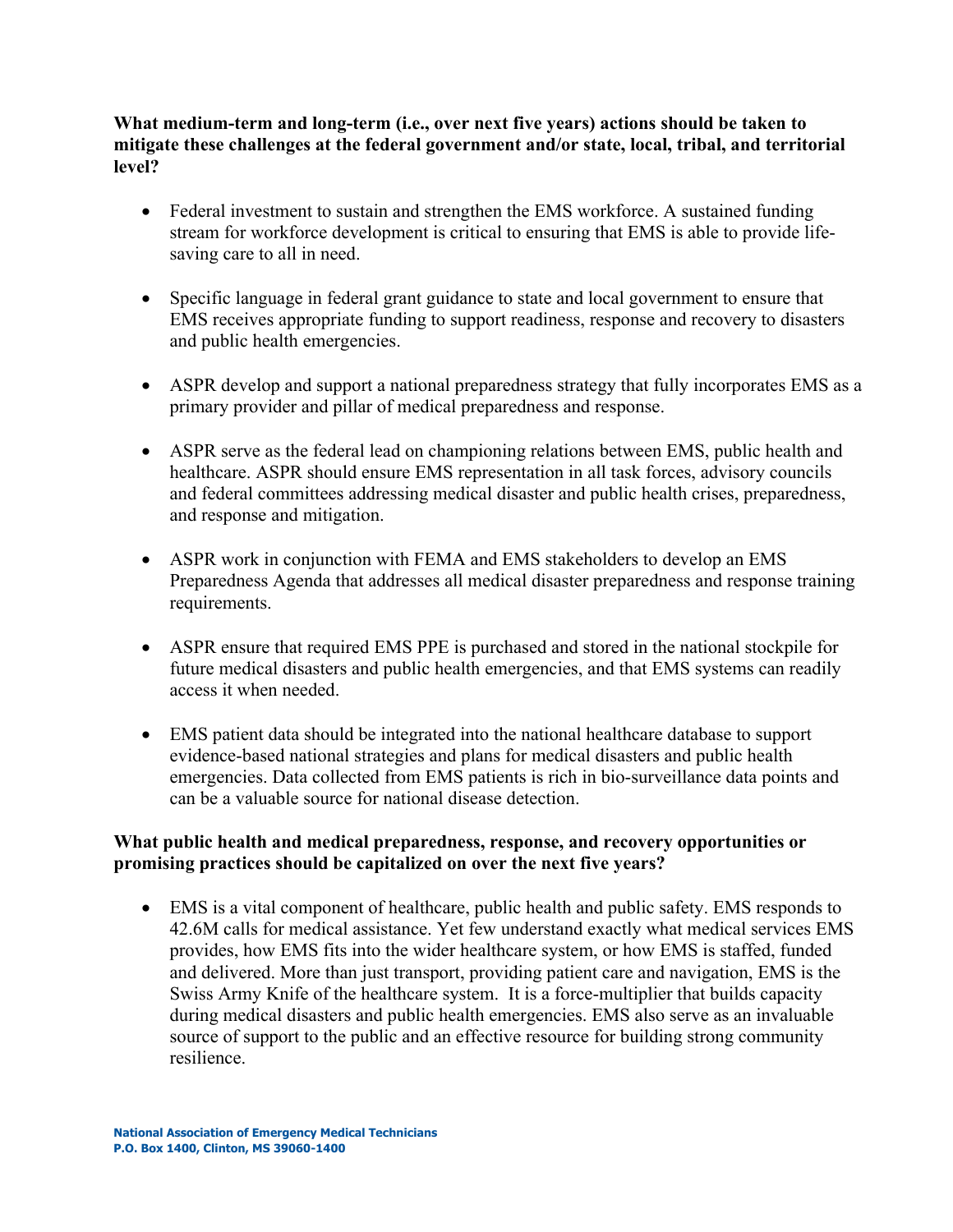**What medium-term and long-term (i.e., over next five years) actions should be taken to mitigate these challenges at the federal government and/or state, local, tribal, and territorial level?**

- Federal investment to sustain and strengthen the EMS workforce. A sustained funding stream for workforce development is critical to ensuring that EMS is able to provide life-saving care to all in need.

- Specific language in federal grant guidance to state and local government to ensure that EMS receives appropriate funding to support readiness, response and recovery to disasters and public health emergencies.

- ASPR develop and support a national preparedness strategy that fully incorporates EMS as a primary provider and pillar of medical preparedness and response.

- ASPR serve as the federal lead on championing relations between EMS, public health and healthcare. ASPR should ensure EMS representation in all task forces, advisory councils and federal committees addressing medical disaster and public health crises, preparedness, and response and mitigation.

- ASPR work in conjunction with FEMA and EMS stakeholders to develop an EMS Preparedness Agenda that addresses all medical disaster preparedness and response training requirements.

- ASPR ensure that required EMS PPE is purchased and stored in the national stockpile for future medical disasters and public health emergencies, and that EMS systems can readily access it when needed.

- EMS patient data should be integrated into the national healthcare database to support evidence-based national strategies and plans for medical disasters and public health emergencies. Data collected from EMS patients is rich in bio-surveillance data points and can be a valuable source for national disease detection.

**What public health and medical preparedness, response, and recovery opportunities or promising practices should be capitalized on over the next five years?**

- EMS is a vital component of healthcare, public health and public safety. EMS responds to 42.6M calls for medical assistance. Yet few understand exactly what medical services EMS provides, how EMS fits into the wider healthcare system, or how EMS is staffed, funded and delivered. More than just transport, providing patient care and navigation, EMS is the Swiss Army Knife of the healthcare system. It is a force-multiplier that builds capacity during medical disasters and public health emergencies. EMS also serve as an invaluable source of support to the public and an effective resource for building strong community resilience.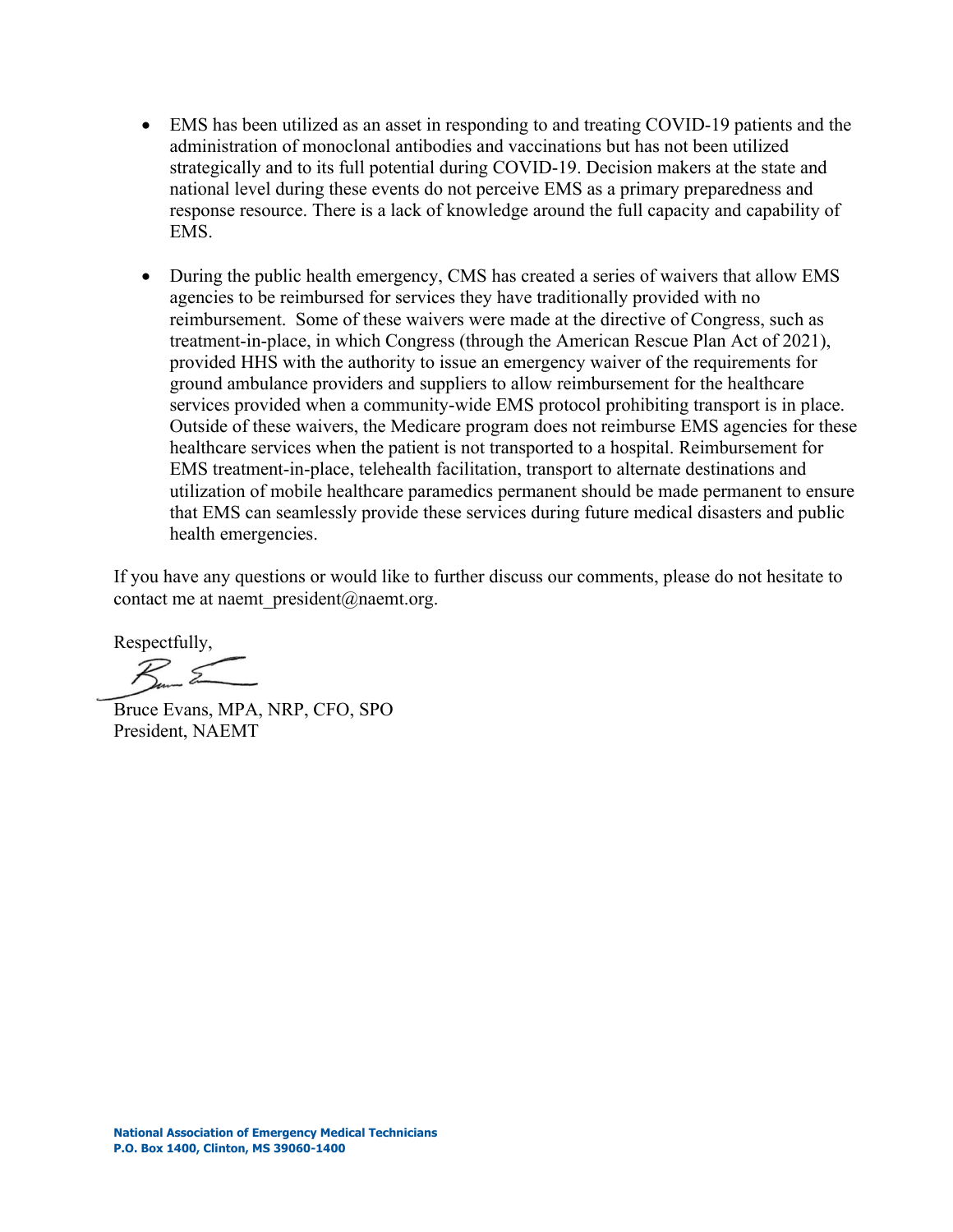- EMS has been utilized as an asset in responding to and treating COVID-19 patients and the administration of monoclonal antibodies and vaccinations but has not been utilized strategically and to its full potential during COVID-19. Decision makers at the state and national level during these events do not perceive EMS as a primary preparedness and response resource. There is a lack of knowledge around the full capacity and capability of EMS.

- During the public health emergency, CMS has created a series of waivers that allow EMS agencies to be reimbursed for services they have traditionally provided with no reimbursement. Some of these waivers were made at the directive of Congress, such as treatment-in-place, in which Congress (through the American Rescue Plan Act of 2021), provided HHS with the authority to issue an emergency waiver of the requirements for ground ambulance providers and suppliers to allow reimbursement for the healthcare services provided when a community-wide EMS protocol prohibiting transport is in place. Outside of these waivers, the Medicare program does not reimburse EMS agencies for these healthcare services when the patient is not transported to a hospital. Reimbursement for EMS treatment-in-place, telehealth facilitation, transport to alternate destinations and utilization of mobile healthcare paramedics permanent should be made permanent to ensure that EMS can seamlessly provide these services during future medical disasters and public health emergencies.

If you have any questions or would like to further discuss our comments, please do not hesitate to contact me at naemt_president@naemt.org.

Respectfully,

Bruce Evans, MPA, NRP, CFO, SPO
President, NAEMT

**National Association of Emergency Medical Technicians**
**P.O. Box 1400, Clinton, MS 39060-1400**